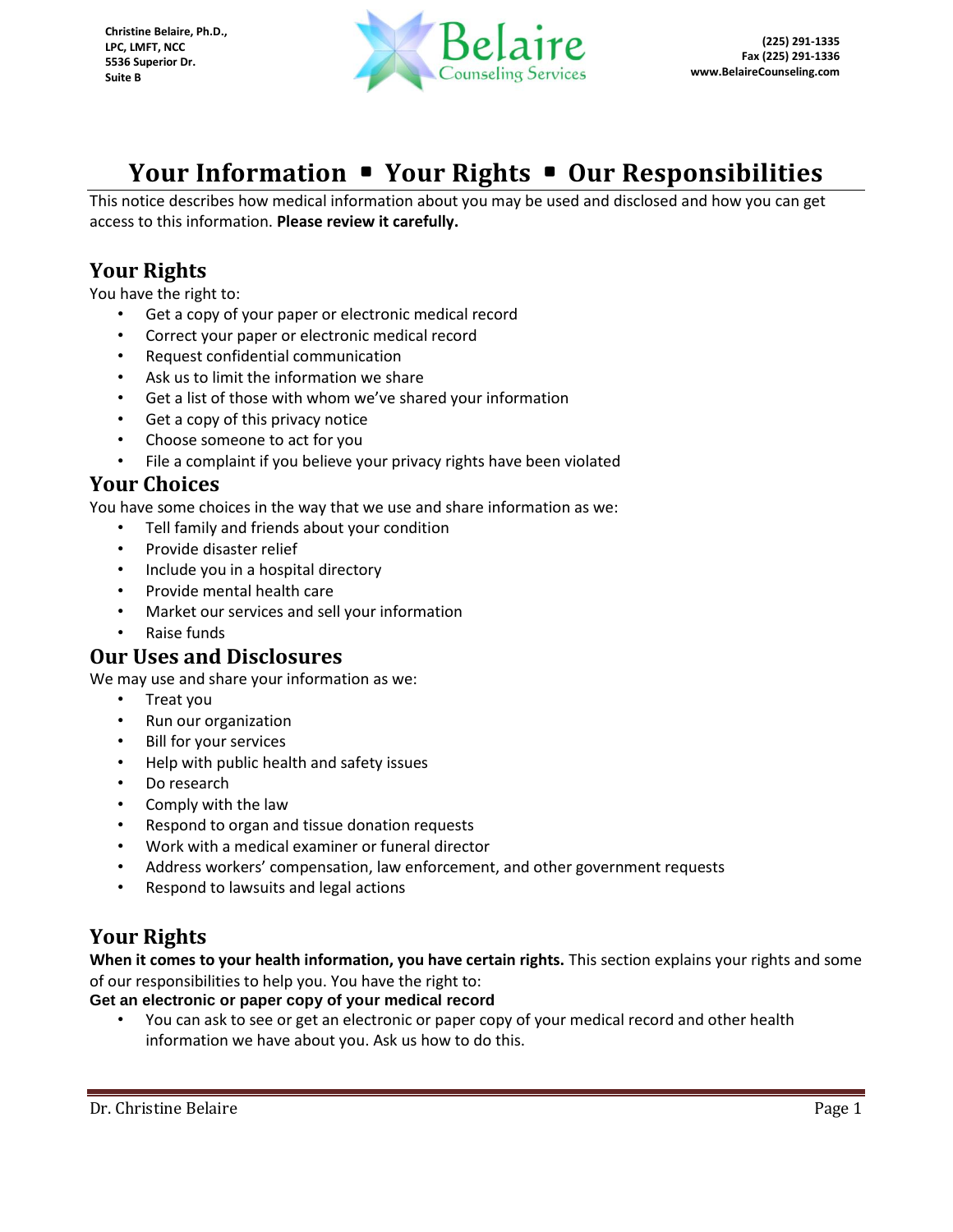Christine Belaire, Ph.D., LPC, LMFT, NCC
5536 Superior Dr.
Suite B

Belaire Counseling Services

(225) 291-1335
Fax (225) 291-1336
www.BelaireCounseling.com

# Your Information ▪ Your Rights ▪ Our Responsibilities

This notice describes how medical information about you may be used and disclosed and how you can get access to this information. **Please review it carefully.**

## Your Rights

You have the right to:

- Get a copy of your paper or electronic medical record
- Correct your paper or electronic medical record
- Request confidential communication
- Ask us to limit the information we share
- Get a list of those with whom we've shared your information
- Get a copy of this privacy notice
- Choose someone to act for you
- File a complaint if you believe your privacy rights have been violated

## Your Choices

You have some choices in the way that we use and share information as we:

- Tell family and friends about your condition
- Provide disaster relief
- Include you in a hospital directory
- Provide mental health care
- Market our services and sell your information
- Raise funds

## Our Uses and Disclosures

We may use and share your information as we:

- Treat you
- Run our organization
- Bill for your services
- Help with public health and safety issues
- Do research
- Comply with the law
- Respond to organ and tissue donation requests
- Work with a medical examiner or funeral director
- Address workers' compensation, law enforcement, and other government requests
- Respond to lawsuits and legal actions

## Your Rights

**When it comes to your health information, you have certain rights.** This section explains your rights and some of our responsibilities to help you. You have the right to:

**Get an electronic or paper copy of your medical record**

- You can ask to see or get an electronic or paper copy of your medical record and other health information we have about you. Ask us how to do this.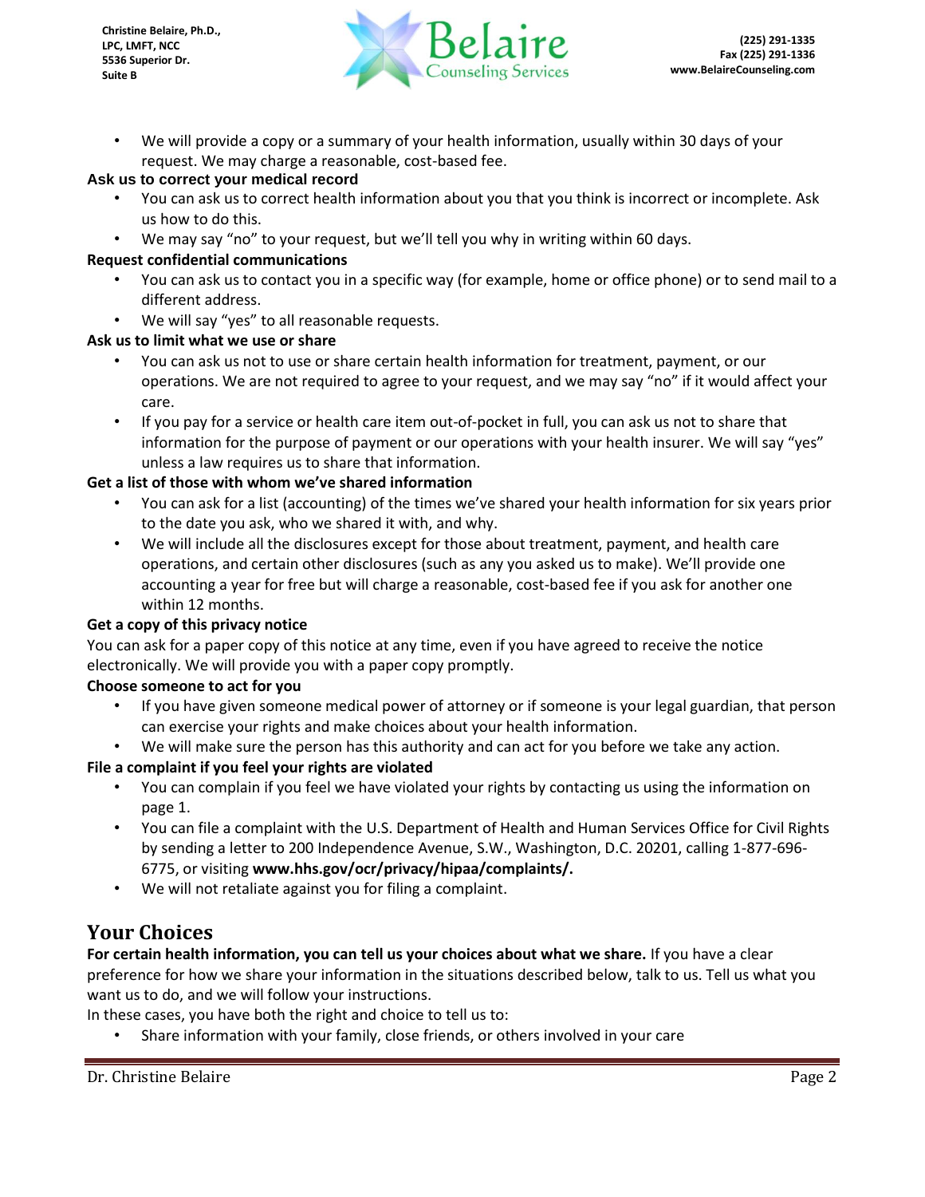- We will provide a copy or a summary of your health information, usually within 30 days of your request. We may charge a reasonable, cost-based fee.

**Ask us to correct your medical record**

- You can ask us to correct health information about you that you think is incorrect or incomplete. Ask us how to do this.
- We may say "no" to your request, but we'll tell you why in writing within 60 days.

**Request confidential communications**

- You can ask us to contact you in a specific way (for example, home or office phone) or to send mail to a different address.
- We will say "yes" to all reasonable requests.

**Ask us to limit what we use or share**

- You can ask us not to use or share certain health information for treatment, payment, or our operations. We are not required to agree to your request, and we may say "no" if it would affect your care.
- If you pay for a service or health care item out-of-pocket in full, you can ask us not to share that information for the purpose of payment or our operations with your health insurer. We will say "yes" unless a law requires us to share that information.

**Get a list of those with whom we've shared information**

- You can ask for a list (accounting) of the times we've shared your health information for six years prior to the date you ask, who we shared it with, and why.
- We will include all the disclosures except for those about treatment, payment, and health care operations, and certain other disclosures (such as any you asked us to make). We'll provide one accounting a year for free but will charge a reasonable, cost-based fee if you ask for another one within 12 months.

**Get a copy of this privacy notice**

You can ask for a paper copy of this notice at any time, even if you have agreed to receive the notice electronically. We will provide you with a paper copy promptly.

**Choose someone to act for you**

- If you have given someone medical power of attorney or if someone is your legal guardian, that person can exercise your rights and make choices about your health information.
- We will make sure the person has this authority and can act for you before we take any action.

**File a complaint if you feel your rights are violated**

- You can complain if you feel we have violated your rights by contacting us using the information on page 1.
- You can file a complaint with the U.S. Department of Health and Human Services Office for Civil Rights by sending a letter to 200 Independence Avenue, S.W., Washington, D.C. 20201, calling 1-877-696-6775, or visiting **www.hhs.gov/ocr/privacy/hipaa/complaints/.**
- We will not retaliate against you for filing a complaint.

## Your Choices

**For certain health information, you can tell us your choices about what we share.** If you have a clear preference for how we share your information in the situations described below, talk to us. Tell us what you want us to do, and we will follow your instructions.

In these cases, you have both the right and choice to tell us to:

- Share information with your family, close friends, or others involved in your care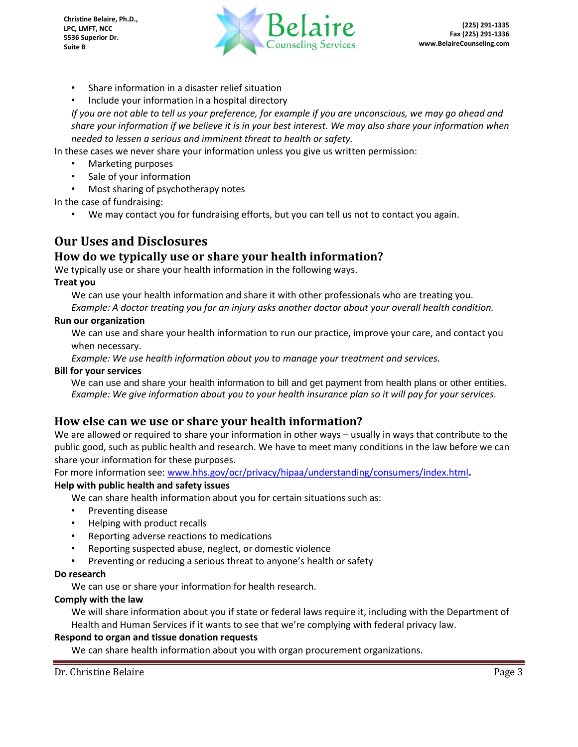- Share information in a disaster relief situation
- Include your information in a hospital directory

*If you are not able to tell us your preference, for example if you are unconscious, we may go ahead and share your information if we believe it is in your best interest. We may also share your information when needed to lessen a serious and imminent threat to health or safety.*

In these cases we never share your information unless you give us written permission:

- Marketing purposes
- Sale of your information
- Most sharing of psychotherapy notes

In the case of fundraising:

- We may contact you for fundraising efforts, but you can tell us not to contact you again.

# Our Uses and Disclosures

## How do we typically use or share your health information?

We typically use or share your health information in the following ways.

**Treat you**

We can use your health information and share it with other professionals who are treating you.

*Example: A doctor treating you for an injury asks another doctor about your overall health condition.*

**Run our organization**

We can use and share your health information to run our practice, improve your care, and contact you when necessary.

*Example: We use health information about you to manage your treatment and services.*

**Bill for your services**

We can use and share your health information to bill and get payment from health plans or other entities.

*Example: We give information about you to your health insurance plan so it will pay for your services.*

## How else can we use or share your health information?

We are allowed or required to share your information in other ways – usually in ways that contribute to the public good, such as public health and research. We have to meet many conditions in the law before we can share your information for these purposes.

For more information see: [www.hhs.gov/ocr/privacy/hipaa/understanding/consumers/index.html](http://www.hhs.gov/ocr/privacy/hipaa/understanding/consumers/index.html).

**Help with public health and safety issues**

We can share health information about you for certain situations such as:

- Preventing disease
- Helping with product recalls
- Reporting adverse reactions to medications
- Reporting suspected abuse, neglect, or domestic violence
- Preventing or reducing a serious threat to anyone's health or safety

**Do research**

We can use or share your information for health research.

**Comply with the law**

We will share information about you if state or federal laws require it, including with the Department of Health and Human Services if it wants to see that we're complying with federal privacy law.

**Respond to organ and tissue donation requests**

We can share health information about you with organ procurement organizations.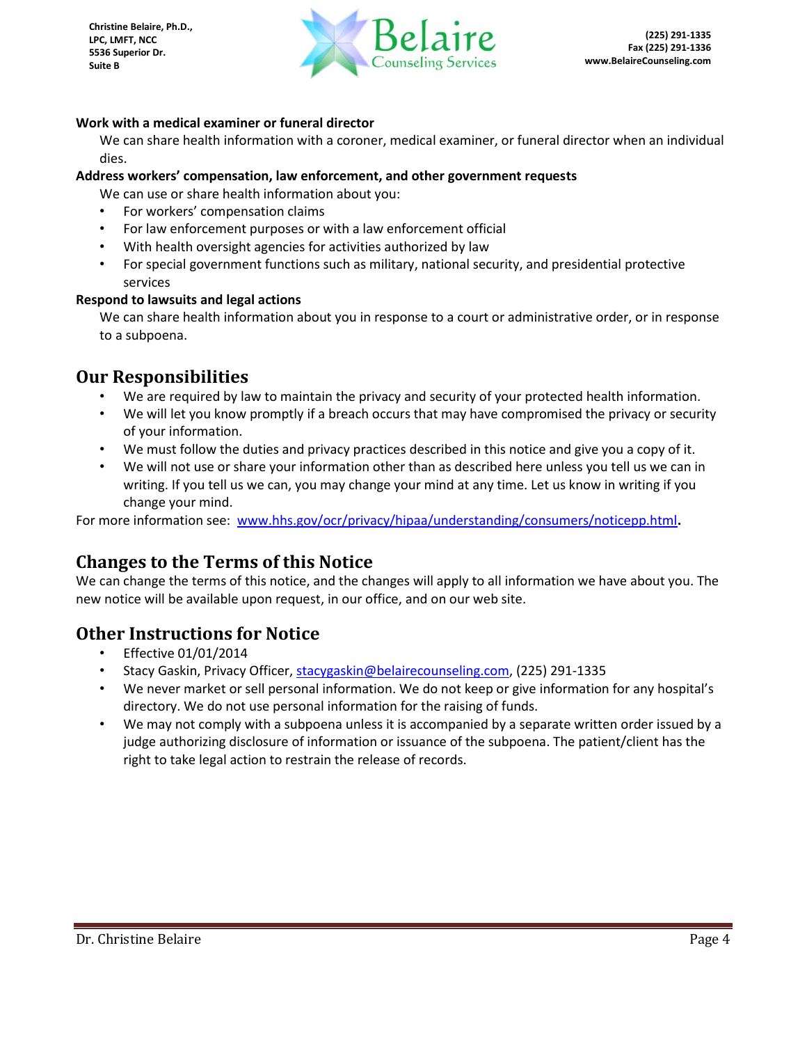**Work with a medical examiner or funeral director**

We can share health information with a coroner, medical examiner, or funeral director when an individual dies.

**Address workers' compensation, law enforcement, and other government requests**

We can use or share health information about you:

- For workers' compensation claims
- For law enforcement purposes or with a law enforcement official
- With health oversight agencies for activities authorized by law
- For special government functions such as military, national security, and presidential protective services

**Respond to lawsuits and legal actions**

We can share health information about you in response to a court or administrative order, or in response to a subpoena.

## Our Responsibilities

- We are required by law to maintain the privacy and security of your protected health information.
- We will let you know promptly if a breach occurs that may have compromised the privacy or security of your information.
- We must follow the duties and privacy practices described in this notice and give you a copy of it.
- We will not use or share your information other than as described here unless you tell us we can in writing. If you tell us we can, you may change your mind at any time. Let us know in writing if you change your mind.

For more information see: www.hhs.gov/ocr/privacy/hipaa/understanding/consumers/noticepp.html**.**

## Changes to the Terms of this Notice

We can change the terms of this notice, and the changes will apply to all information we have about you. The new notice will be available upon request, in our office, and on our web site.

## Other Instructions for Notice

- Effective 01/01/2014
- Stacy Gaskin, Privacy Officer, stacygaskin@belairecounseling.com, (225) 291-1335
- We never market or sell personal information. We do not keep or give information for any hospital's directory. We do not use personal information for the raising of funds.
- We may not comply with a subpoena unless it is accompanied by a separate written order issued by a judge authorizing disclosure of information or issuance of the subpoena. The patient/client has the right to take legal action to restrain the release of records.